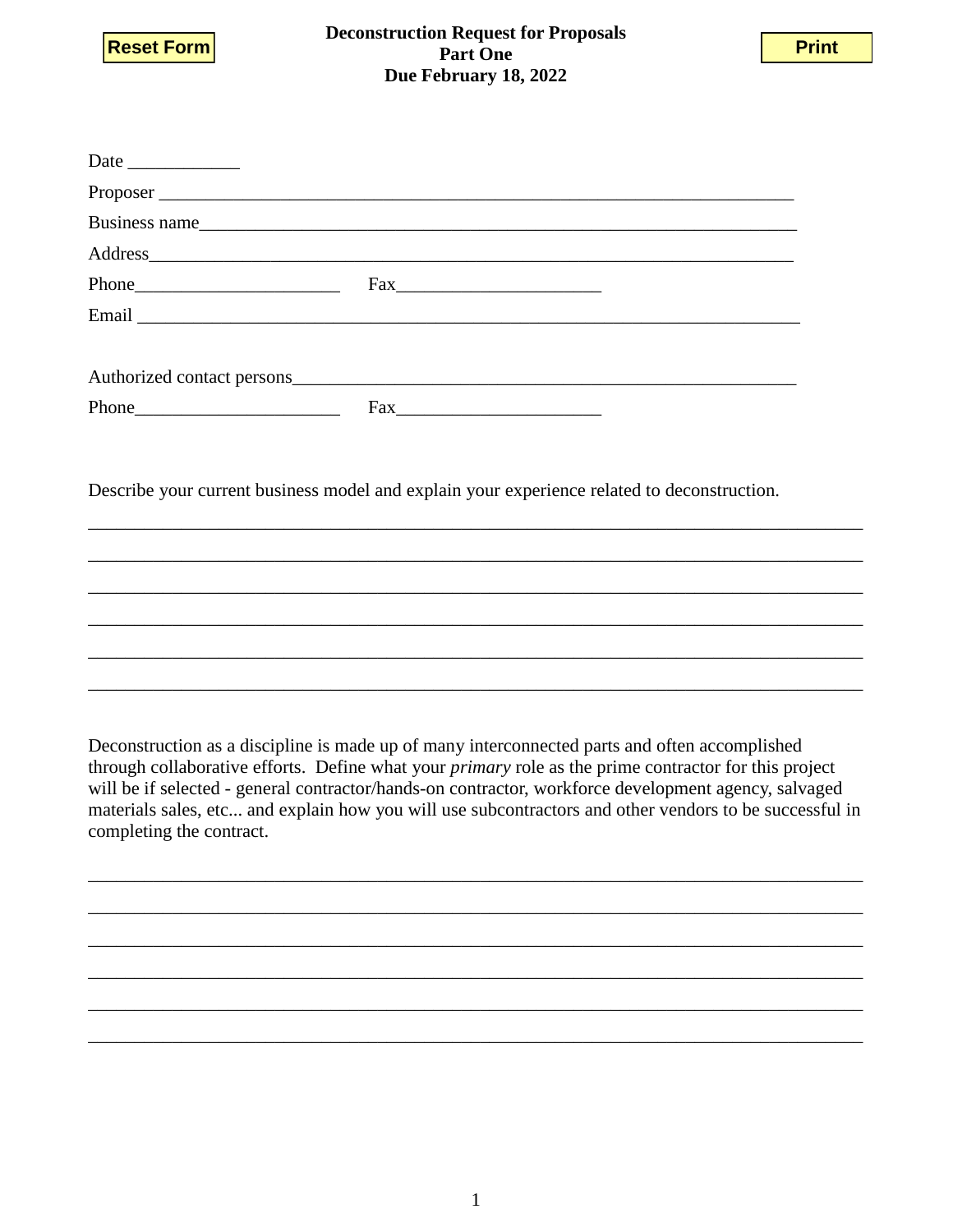Reset Form

# Deconstruction Request for Proposals
## Part One
## Due February 18, 2022

Print

Date ____________

Proposer ________________________________________________________________________

Business name_____________________________________________________________________

Address__________________________________________________________________________

Phone______________________ Fax______________________

Email ____________________________________________________________________________

Authorized contact persons________________________________________________________

Phone______________________ Fax______________________

Describe your current business model and explain your experience related to deconstruction.

___________________________________________________________________________________

___________________________________________________________________________________

___________________________________________________________________________________

___________________________________________________________________________________

___________________________________________________________________________________

___________________________________________________________________________________

Deconstruction as a discipline is made up of many interconnected parts and often accomplished through collaborative efforts. Define what your *primary* role as the prime contractor for this project will be if selected - general contractor/hands-on contractor, workforce development agency, salvaged materials sales, etc... and explain how you will use subcontractors and other vendors to be successful in completing the contract.

___________________________________________________________________________________

___________________________________________________________________________________

___________________________________________________________________________________

___________________________________________________________________________________

___________________________________________________________________________________

___________________________________________________________________________________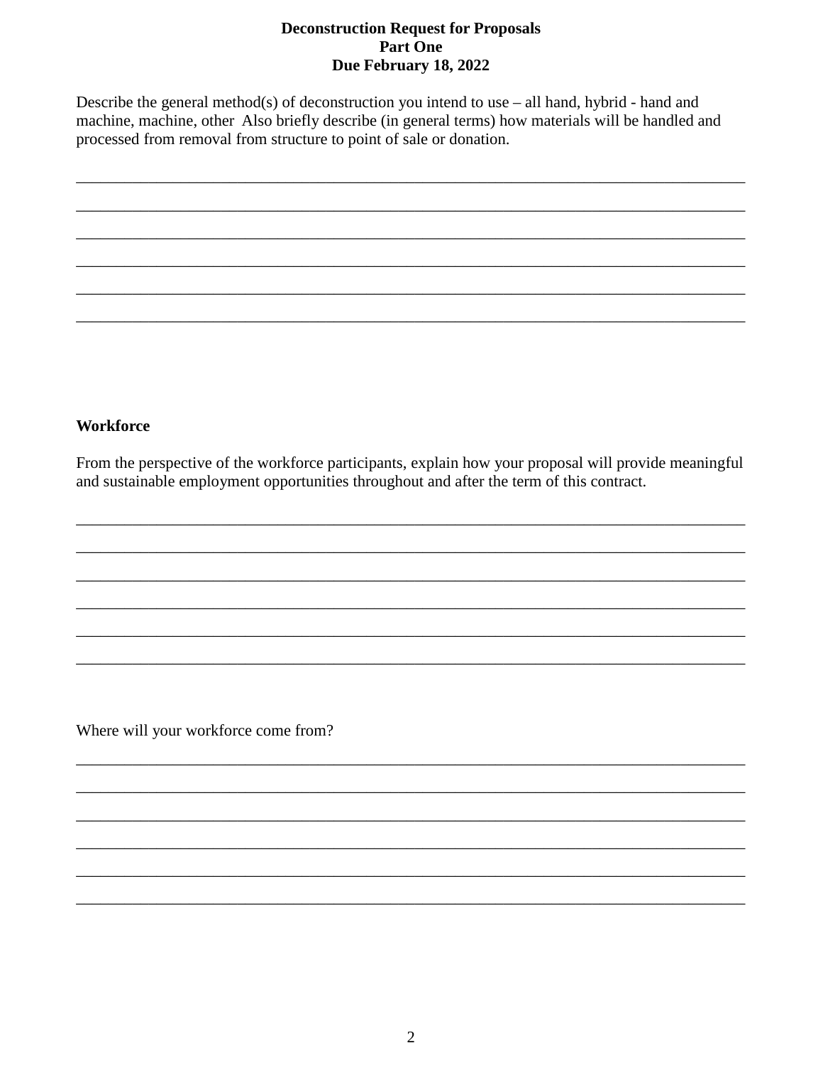**Deconstruction Request for Proposals**
**Part One**
**Due February 18, 2022**

Describe the general method(s) of deconstruction you intend to use – all hand, hybrid - hand and machine, machine, other Also briefly describe (in general terms) how materials will be handled and processed from removal from structure to point of sale or donation.

______________________________________________________________________________

______________________________________________________________________________

______________________________________________________________________________

______________________________________________________________________________

______________________________________________________________________________

______________________________________________________________________________

**Workforce**

From the perspective of the workforce participants, explain how your proposal will provide meaningful and sustainable employment opportunities throughout and after the term of this contract.

______________________________________________________________________________

______________________________________________________________________________

______________________________________________________________________________

______________________________________________________________________________

______________________________________________________________________________

______________________________________________________________________________

Where will your workforce come from?

______________________________________________________________________________

______________________________________________________________________________

______________________________________________________________________________

______________________________________________________________________________

______________________________________________________________________________

______________________________________________________________________________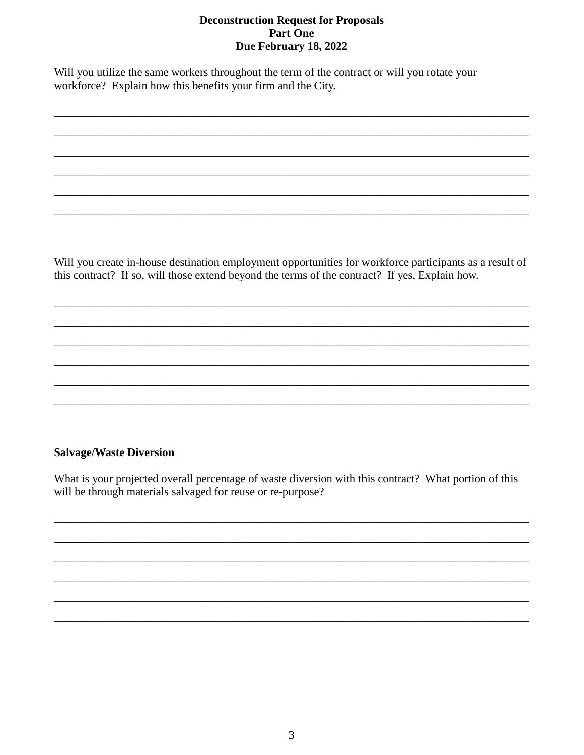**Deconstruction Request for Proposals**
**Part One**
**Due February 18, 2022**

Will you utilize the same workers throughout the term of the contract or will you rotate your workforce? Explain how this benefits your firm and the City.

______________________________________________________________________________

______________________________________________________________________________

______________________________________________________________________________

______________________________________________________________________________

______________________________________________________________________________

______________________________________________________________________________

Will you create in-house destination employment opportunities for workforce participants as a result of this contract? If so, will those extend beyond the terms of the contract? If yes, Explain how.

______________________________________________________________________________

______________________________________________________________________________

______________________________________________________________________________

______________________________________________________________________________

______________________________________________________________________________

______________________________________________________________________________

**Salvage/Waste Diversion**

What is your projected overall percentage of waste diversion with this contract? What portion of this will be through materials salvaged for reuse or re-purpose?

______________________________________________________________________________

______________________________________________________________________________

______________________________________________________________________________

______________________________________________________________________________

______________________________________________________________________________

______________________________________________________________________________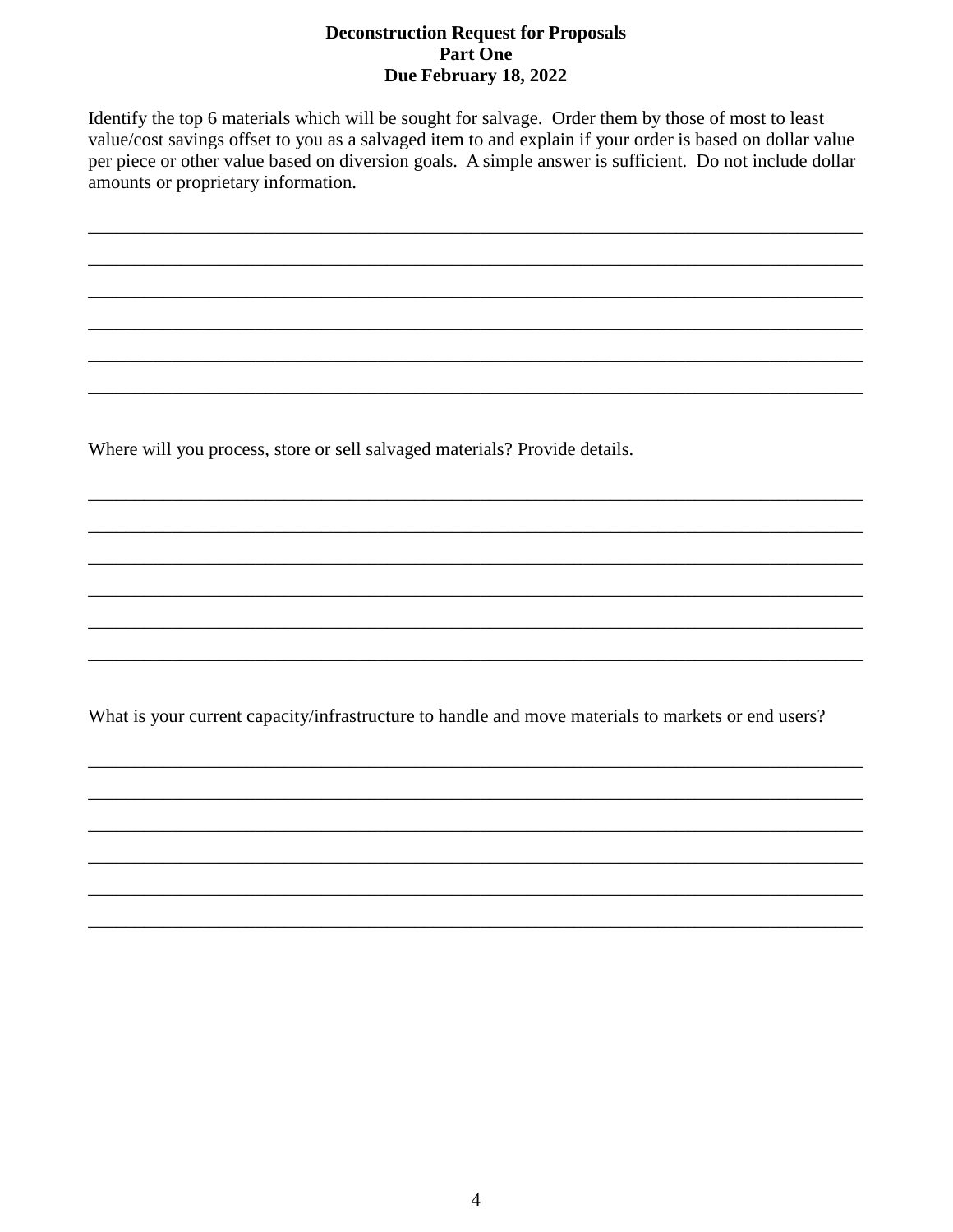**Deconstruction Request for Proposals**
**Part One**
**Due February 18, 2022**

Identify the top 6 materials which will be sought for salvage. Order them by those of most to least value/cost savings offset to you as a salvaged item to and explain if your order is based on dollar value per piece or other value based on diversion goals. A simple answer is sufficient. Do not include dollar amounts or proprietary information.

_____________________________________________________________________________

_____________________________________________________________________________

_____________________________________________________________________________

_____________________________________________________________________________

_____________________________________________________________________________

_____________________________________________________________________________

Where will you process, store or sell salvaged materials? Provide details.

_____________________________________________________________________________

_____________________________________________________________________________

_____________________________________________________________________________

_____________________________________________________________________________

_____________________________________________________________________________

_____________________________________________________________________________

What is your current capacity/infrastructure to handle and move materials to markets or end users?

_____________________________________________________________________________

_____________________________________________________________________________

_____________________________________________________________________________

_____________________________________________________________________________

_____________________________________________________________________________

_____________________________________________________________________________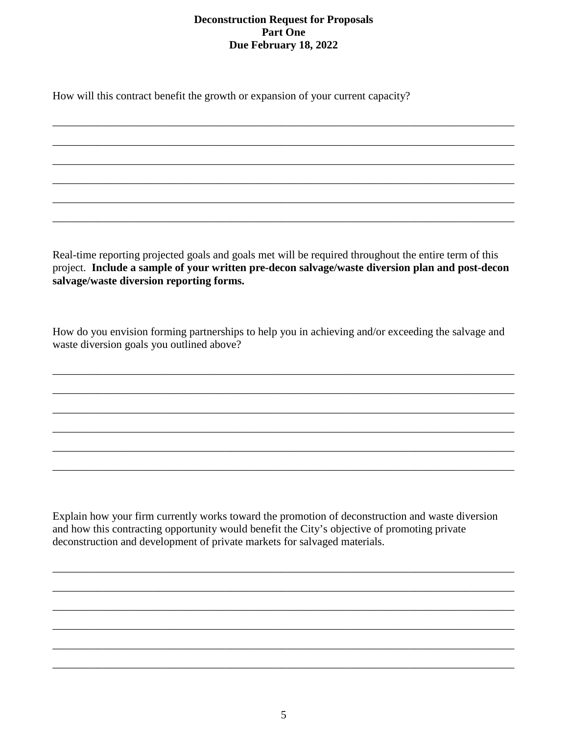**Deconstruction Request for Proposals**
**Part One**
**Due February 18, 2022**

How will this contract benefit the growth or expansion of your current capacity?

______________________________________________________________________________

______________________________________________________________________________

______________________________________________________________________________

______________________________________________________________________________

______________________________________________________________________________

______________________________________________________________________________

Real-time reporting projected goals and goals met will be required throughout the entire term of this project. **Include a sample of your written pre-decon salvage/waste diversion plan and post-decon salvage/waste diversion reporting forms.**

How do you envision forming partnerships to help you in achieving and/or exceeding the salvage and waste diversion goals you outlined above?

______________________________________________________________________________

______________________________________________________________________________

______________________________________________________________________________

______________________________________________________________________________

______________________________________________________________________________

______________________________________________________________________________

Explain how your firm currently works toward the promotion of deconstruction and waste diversion and how this contracting opportunity would benefit the City's objective of promoting private deconstruction and development of private markets for salvaged materials.

______________________________________________________________________________

______________________________________________________________________________

______________________________________________________________________________

______________________________________________________________________________

______________________________________________________________________________

______________________________________________________________________________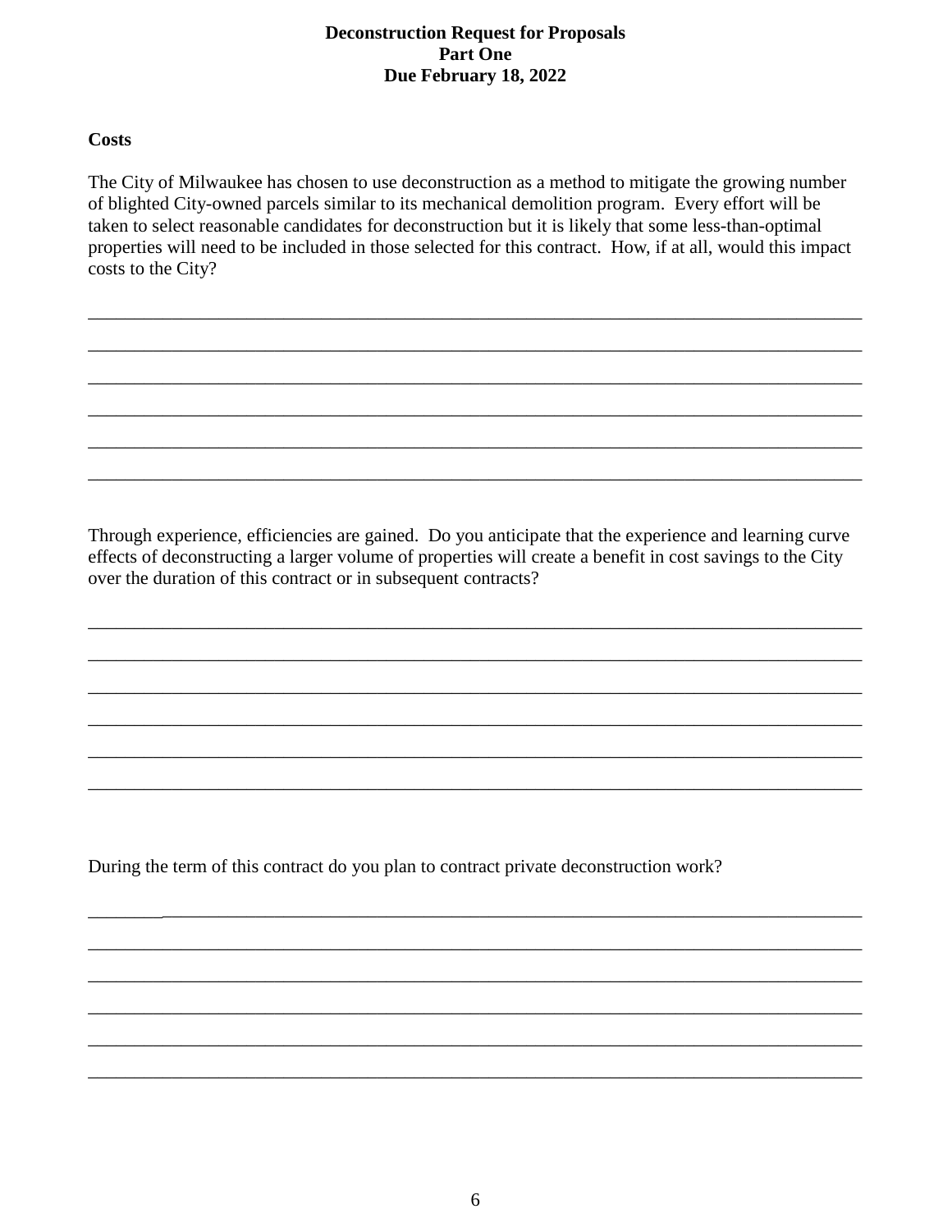**Deconstruction Request for Proposals**
**Part One**
**Due February 18, 2022**

**Costs**

The City of Milwaukee has chosen to use deconstruction as a method to mitigate the growing number of blighted City-owned parcels similar to its mechanical demolition program. Every effort will be taken to select reasonable candidates for deconstruction but it is likely that some less-than-optimal properties will need to be included in those selected for this contract. How, if at all, would this impact costs to the City?

\_\_\_\_\_\_\_\_\_\_\_\_\_\_\_\_\_\_\_\_\_\_\_\_\_\_\_\_\_\_\_\_\_\_\_\_\_\_\_\_\_\_\_\_\_\_\_\_\_\_\_\_\_\_\_\_\_\_\_\_\_\_\_\_\_\_\_\_\_\_\_\_\_\_\_\_\_\_

\_\_\_\_\_\_\_\_\_\_\_\_\_\_\_\_\_\_\_\_\_\_\_\_\_\_\_\_\_\_\_\_\_\_\_\_\_\_\_\_\_\_\_\_\_\_\_\_\_\_\_\_\_\_\_\_\_\_\_\_\_\_\_\_\_\_\_\_\_\_\_\_\_\_\_\_\_\_

\_\_\_\_\_\_\_\_\_\_\_\_\_\_\_\_\_\_\_\_\_\_\_\_\_\_\_\_\_\_\_\_\_\_\_\_\_\_\_\_\_\_\_\_\_\_\_\_\_\_\_\_\_\_\_\_\_\_\_\_\_\_\_\_\_\_\_\_\_\_\_\_\_\_\_\_\_\_

\_\_\_\_\_\_\_\_\_\_\_\_\_\_\_\_\_\_\_\_\_\_\_\_\_\_\_\_\_\_\_\_\_\_\_\_\_\_\_\_\_\_\_\_\_\_\_\_\_\_\_\_\_\_\_\_\_\_\_\_\_\_\_\_\_\_\_\_\_\_\_\_\_\_\_\_\_\_

\_\_\_\_\_\_\_\_\_\_\_\_\_\_\_\_\_\_\_\_\_\_\_\_\_\_\_\_\_\_\_\_\_\_\_\_\_\_\_\_\_\_\_\_\_\_\_\_\_\_\_\_\_\_\_\_\_\_\_\_\_\_\_\_\_\_\_\_\_\_\_\_\_\_\_\_\_\_

\_\_\_\_\_\_\_\_\_\_\_\_\_\_\_\_\_\_\_\_\_\_\_\_\_\_\_\_\_\_\_\_\_\_\_\_\_\_\_\_\_\_\_\_\_\_\_\_\_\_\_\_\_\_\_\_\_\_\_\_\_\_\_\_\_\_\_\_\_\_\_\_\_\_\_\_\_\_

Through experience, efficiencies are gained. Do you anticipate that the experience and learning curve effects of deconstructing a larger volume of properties will create a benefit in cost savings to the City over the duration of this contract or in subsequent contracts?

\_\_\_\_\_\_\_\_\_\_\_\_\_\_\_\_\_\_\_\_\_\_\_\_\_\_\_\_\_\_\_\_\_\_\_\_\_\_\_\_\_\_\_\_\_\_\_\_\_\_\_\_\_\_\_\_\_\_\_\_\_\_\_\_\_\_\_\_\_\_\_\_\_\_\_\_\_\_

\_\_\_\_\_\_\_\_\_\_\_\_\_\_\_\_\_\_\_\_\_\_\_\_\_\_\_\_\_\_\_\_\_\_\_\_\_\_\_\_\_\_\_\_\_\_\_\_\_\_\_\_\_\_\_\_\_\_\_\_\_\_\_\_\_\_\_\_\_\_\_\_\_\_\_\_\_\_

\_\_\_\_\_\_\_\_\_\_\_\_\_\_\_\_\_\_\_\_\_\_\_\_\_\_\_\_\_\_\_\_\_\_\_\_\_\_\_\_\_\_\_\_\_\_\_\_\_\_\_\_\_\_\_\_\_\_\_\_\_\_\_\_\_\_\_\_\_\_\_\_\_\_\_\_\_\_

\_\_\_\_\_\_\_\_\_\_\_\_\_\_\_\_\_\_\_\_\_\_\_\_\_\_\_\_\_\_\_\_\_\_\_\_\_\_\_\_\_\_\_\_\_\_\_\_\_\_\_\_\_\_\_\_\_\_\_\_\_\_\_\_\_\_\_\_\_\_\_\_\_\_\_\_\_\_

\_\_\_\_\_\_\_\_\_\_\_\_\_\_\_\_\_\_\_\_\_\_\_\_\_\_\_\_\_\_\_\_\_\_\_\_\_\_\_\_\_\_\_\_\_\_\_\_\_\_\_\_\_\_\_\_\_\_\_\_\_\_\_\_\_\_\_\_\_\_\_\_\_\_\_\_\_\_

\_\_\_\_\_\_\_\_\_\_\_\_\_\_\_\_\_\_\_\_\_\_\_\_\_\_\_\_\_\_\_\_\_\_\_\_\_\_\_\_\_\_\_\_\_\_\_\_\_\_\_\_\_\_\_\_\_\_\_\_\_\_\_\_\_\_\_\_\_\_\_\_\_\_\_\_\_\_

During the term of this contract do you plan to contract private deconstruction work?

\_\_\_\_\_\_\_\_\_\_\_\_\_\_\_\_\_\_\_\_\_\_\_\_\_\_\_\_\_\_\_\_\_\_\_\_\_\_\_\_\_\_\_\_\_\_\_\_\_\_\_\_\_\_\_\_\_\_\_\_\_\_\_\_\_\_\_\_\_\_\_\_\_\_\_\_\_\_

\_\_\_\_\_\_\_\_\_\_\_\_\_\_\_\_\_\_\_\_\_\_\_\_\_\_\_\_\_\_\_\_\_\_\_\_\_\_\_\_\_\_\_\_\_\_\_\_\_\_\_\_\_\_\_\_\_\_\_\_\_\_\_\_\_\_\_\_\_\_\_\_\_\_\_\_\_\_

\_\_\_\_\_\_\_\_\_\_\_\_\_\_\_\_\_\_\_\_\_\_\_\_\_\_\_\_\_\_\_\_\_\_\_\_\_\_\_\_\_\_\_\_\_\_\_\_\_\_\_\_\_\_\_\_\_\_\_\_\_\_\_\_\_\_\_\_\_\_\_\_\_\_\_\_\_\_

\_\_\_\_\_\_\_\_\_\_\_\_\_\_\_\_\_\_\_\_\_\_\_\_\_\_\_\_\_\_\_\_\_\_\_\_\_\_\_\_\_\_\_\_\_\_\_\_\_\_\_\_\_\_\_\_\_\_\_\_\_\_\_\_\_\_\_\_\_\_\_\_\_\_\_\_\_\_

\_\_\_\_\_\_\_\_\_\_\_\_\_\_\_\_\_\_\_\_\_\_\_\_\_\_\_\_\_\_\_\_\_\_\_\_\_\_\_\_\_\_\_\_\_\_\_\_\_\_\_\_\_\_\_\_\_\_\_\_\_\_\_\_\_\_\_\_\_\_\_\_\_\_\_\_\_\_

\_\_\_\_\_\_\_\_\_\_\_\_\_\_\_\_\_\_\_\_\_\_\_\_\_\_\_\_\_\_\_\_\_\_\_\_\_\_\_\_\_\_\_\_\_\_\_\_\_\_\_\_\_\_\_\_\_\_\_\_\_\_\_\_\_\_\_\_\_\_\_\_\_\_\_\_\_\_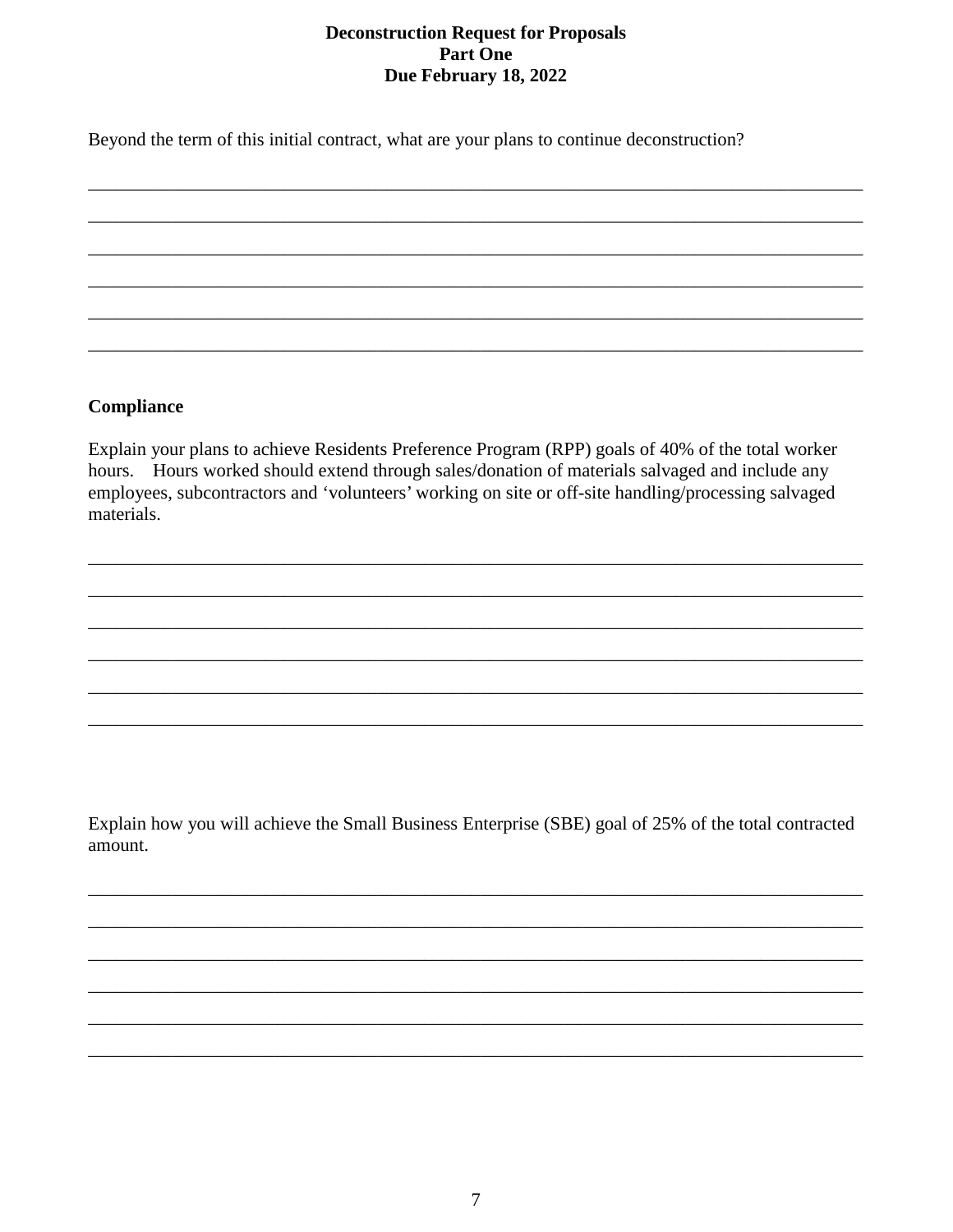**Deconstruction Request for Proposals**
**Part One**
**Due February 18, 2022**

Beyond the term of this initial contract, what are your plans to continue deconstruction?

______________________________________________________________________________

______________________________________________________________________________

______________________________________________________________________________

______________________________________________________________________________

______________________________________________________________________________

______________________________________________________________________________

**Compliance**

Explain your plans to achieve Residents Preference Program (RPP) goals of 40% of the total worker hours. Hours worked should extend through sales/donation of materials salvaged and include any employees, subcontractors and 'volunteers' working on site or off-site handling/processing salvaged materials.

______________________________________________________________________________

______________________________________________________________________________

______________________________________________________________________________

______________________________________________________________________________

______________________________________________________________________________

______________________________________________________________________________

Explain how you will achieve the Small Business Enterprise (SBE) goal of 25% of the total contracted amount.

______________________________________________________________________________

______________________________________________________________________________

______________________________________________________________________________

______________________________________________________________________________

______________________________________________________________________________

______________________________________________________________________________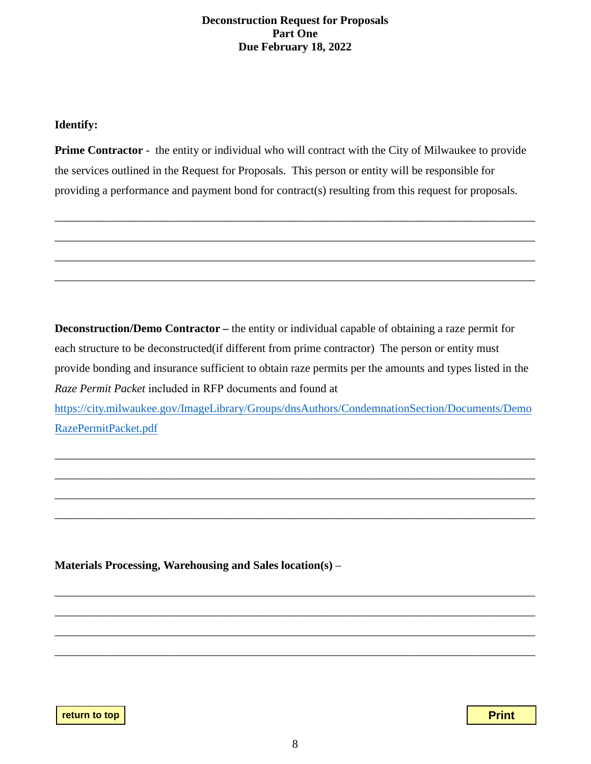**Deconstruction Request for Proposals**
**Part One**
**Due February 18, 2022**

**Identify:**

**Prime Contractor** - the entity or individual who will contract with the City of Milwaukee to provide the services outlined in the Request for Proposals. This person or entity will be responsible for providing a performance and payment bond for contract(s) resulting from this request for proposals.

______________________________________________________________________________
______________________________________________________________________________
______________________________________________________________________________
______________________________________________________________________________

**Deconstruction/Demo Contractor –** the entity or individual capable of obtaining a raze permit for each structure to be deconstructed(if different from prime contractor) The person or entity must provide bonding and insurance sufficient to obtain raze permits per the amounts and types listed in the *Raze Permit Packet* included in RFP documents and found at https://city.milwaukee.gov/ImageLibrary/Groups/dnsAuthors/CondemnationSection/Documents/DemoRazePermitPacket.pdf

______________________________________________________________________________
______________________________________________________________________________
______________________________________________________________________________
______________________________________________________________________________

**Materials Processing, Warehousing and Sales location(s)** –

______________________________________________________________________________
______________________________________________________________________________
______________________________________________________________________________
______________________________________________________________________________

return to top

Print